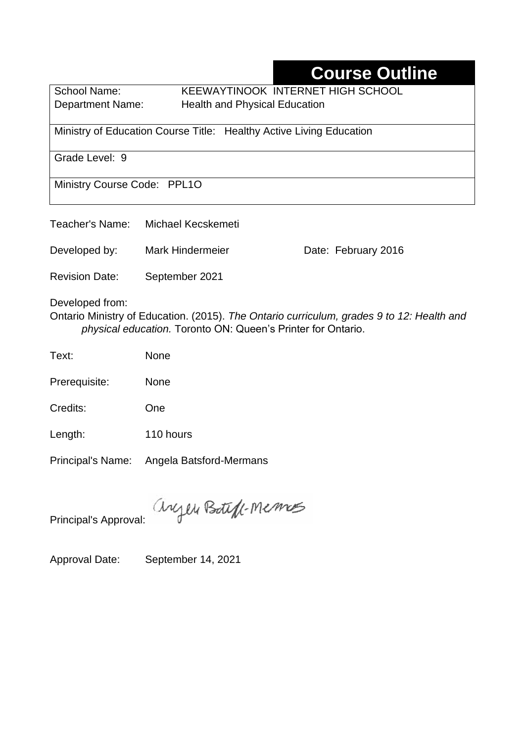# Course Outline

School Name: KEEWAYTINOOK INTERNET HIGH SCHOOL
Department Name: Health and Physical Education

Ministry of Education Course Title: Healthy Active Living Education

Grade Level: 9

Ministry Course Code: PPL1O

Teacher's Name: Michael Kecskemeti

Developed by: Mark Hindermeier    Date: February 2016

Revision Date: September 2021

Developed from:
Ontario Ministry of Education. (2015). *The Ontario curriculum, grades 9 to 12: Health and physical education.* Toronto ON: Queen's Printer for Ontario.

Text: None

Prerequisite: None

Credits: One

Length: 110 hours

Principal's Name: Angela Batsford-Mermans

Principal's Approval: Angela Batsford-Mermans

Approval Date: September 14, 2021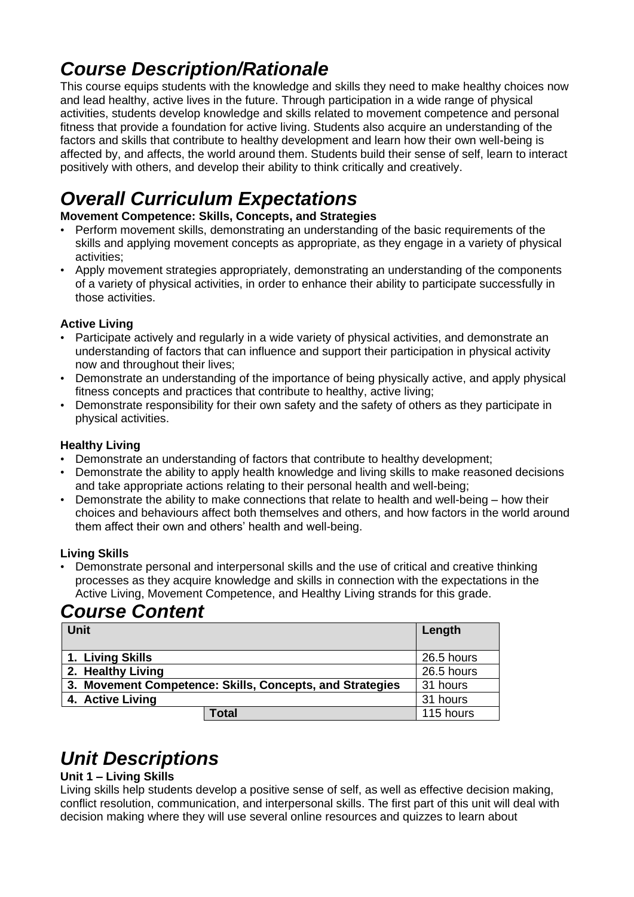# *Course Description/Rationale*

This course equips students with the knowledge and skills they need to make healthy choices now and lead healthy, active lives in the future. Through participation in a wide range of physical activities, students develop knowledge and skills related to movement competence and personal fitness that provide a foundation for active living. Students also acquire an understanding of the factors and skills that contribute to healthy development and learn how their own well-being is affected by, and affects, the world around them. Students build their sense of self, learn to interact positively with others, and develop their ability to think critically and creatively.

# *Overall Curriculum Expectations*

**Movement Competence: Skills, Concepts, and Strategies**

- Perform movement skills, demonstrating an understanding of the basic requirements of the skills and applying movement concepts as appropriate, as they engage in a variety of physical activities;
- Apply movement strategies appropriately, demonstrating an understanding of the components of a variety of physical activities, in order to enhance their ability to participate successfully in those activities.

**Active Living**

- Participate actively and regularly in a wide variety of physical activities, and demonstrate an understanding of factors that can influence and support their participation in physical activity now and throughout their lives;
- Demonstrate an understanding of the importance of being physically active, and apply physical fitness concepts and practices that contribute to healthy, active living;
- Demonstrate responsibility for their own safety and the safety of others as they participate in physical activities.

**Healthy Living**

- Demonstrate an understanding of factors that contribute to healthy development;
- Demonstrate the ability to apply health knowledge and living skills to make reasoned decisions and take appropriate actions relating to their personal health and well-being;
- Demonstrate the ability to make connections that relate to health and well-being – how their choices and behaviours affect both themselves and others, and how factors in the world around them affect their own and others' health and well-being.

**Living Skills**

- Demonstrate personal and interpersonal skills and the use of critical and creative thinking processes as they acquire knowledge and skills in connection with the expectations in the Active Living, Movement Competence, and Healthy Living strands for this grade.

# *Course Content*

| Unit | Length |
|---|---|
| **1. Living Skills** | 26.5 hours |
| **2. Healthy Living** | 26.5 hours |
| **3. Movement Competence: Skills, Concepts, and Strategies** | 31 hours |
| **4. Active Living** | 31 hours |
| **Total** | 115 hours |

# *Unit Descriptions*

**Unit 1 – Living Skills**

Living skills help students develop a positive sense of self, as well as effective decision making, conflict resolution, communication, and interpersonal skills. The first part of this unit will deal with decision making where they will use several online resources and quizzes to learn about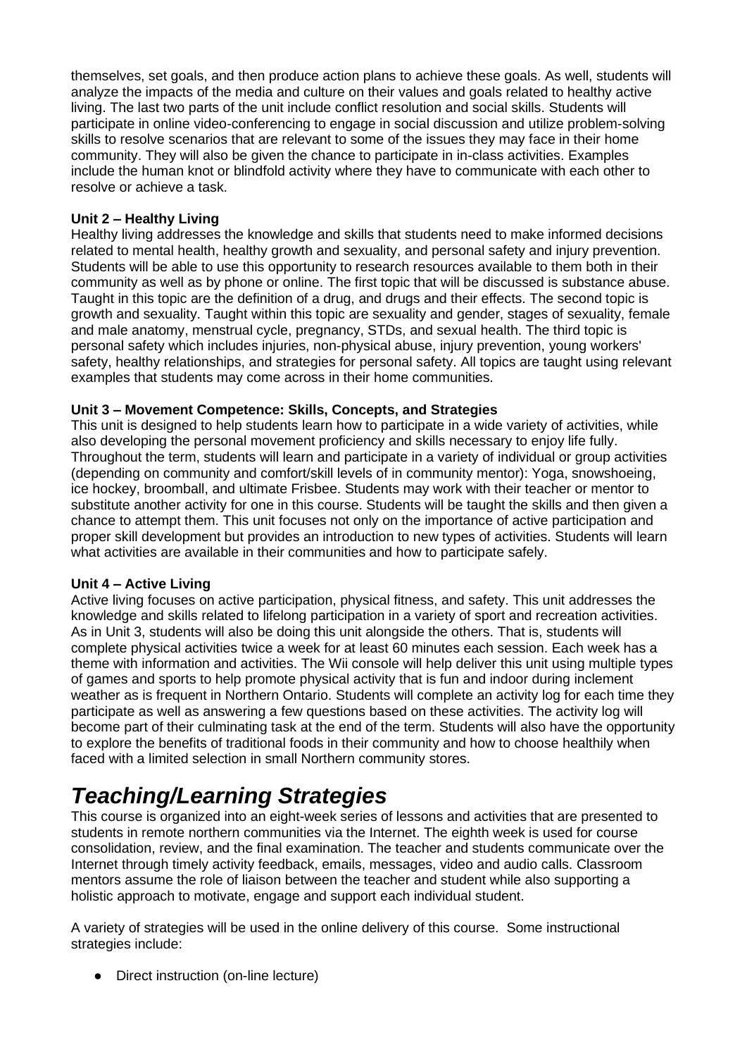themselves, set goals, and then produce action plans to achieve these goals. As well, students will analyze the impacts of the media and culture on their values and goals related to healthy active living. The last two parts of the unit include conflict resolution and social skills. Students will participate in online video-conferencing to engage in social discussion and utilize problem-solving skills to resolve scenarios that are relevant to some of the issues they may face in their home community. They will also be given the chance to participate in in-class activities. Examples include the human knot or blindfold activity where they have to communicate with each other to resolve or achieve a task.

**Unit 2 – Healthy Living**
Healthy living addresses the knowledge and skills that students need to make informed decisions related to mental health, healthy growth and sexuality, and personal safety and injury prevention. Students will be able to use this opportunity to research resources available to them both in their community as well as by phone or online. The first topic that will be discussed is substance abuse. Taught in this topic are the definition of a drug, and drugs and their effects. The second topic is growth and sexuality. Taught within this topic are sexuality and gender, stages of sexuality, female and male anatomy, menstrual cycle, pregnancy, STDs, and sexual health. The third topic is personal safety which includes injuries, non-physical abuse, injury prevention, young workers' safety, healthy relationships, and strategies for personal safety. All topics are taught using relevant examples that students may come across in their home communities.

**Unit 3 – Movement Competence: Skills, Concepts, and Strategies**
This unit is designed to help students learn how to participate in a wide variety of activities, while also developing the personal movement proficiency and skills necessary to enjoy life fully. Throughout the term, students will learn and participate in a variety of individual or group activities (depending on community and comfort/skill levels of in community mentor): Yoga, snowshoeing, ice hockey, broomball, and ultimate Frisbee. Students may work with their teacher or mentor to substitute another activity for one in this course. Students will be taught the skills and then given a chance to attempt them. This unit focuses not only on the importance of active participation and proper skill development but provides an introduction to new types of activities. Students will learn what activities are available in their communities and how to participate safely.

**Unit 4 – Active Living**
Active living focuses on active participation, physical fitness, and safety. This unit addresses the knowledge and skills related to lifelong participation in a variety of sport and recreation activities. As in Unit 3, students will also be doing this unit alongside the others. That is, students will complete physical activities twice a week for at least 60 minutes each session. Each week has a theme with information and activities. The Wii console will help deliver this unit using multiple types of games and sports to help promote physical activity that is fun and indoor during inclement weather as is frequent in Northern Ontario. Students will complete an activity log for each time they participate as well as answering a few questions based on these activities. The activity log will become part of their culminating task at the end of the term. Students will also have the opportunity to explore the benefits of traditional foods in their community and how to choose healthily when faced with a limited selection in small Northern community stores.

# *Teaching/Learning Strategies*

This course is organized into an eight-week series of lessons and activities that are presented to students in remote northern communities via the Internet. The eighth week is used for course consolidation, review, and the final examination. The teacher and students communicate over the Internet through timely activity feedback, emails, messages, video and audio calls. Classroom mentors assume the role of liaison between the teacher and student while also supporting a holistic approach to motivate, engage and support each individual student.

A variety of strategies will be used in the online delivery of this course. Some instructional strategies include:

- Direct instruction (on-line lecture)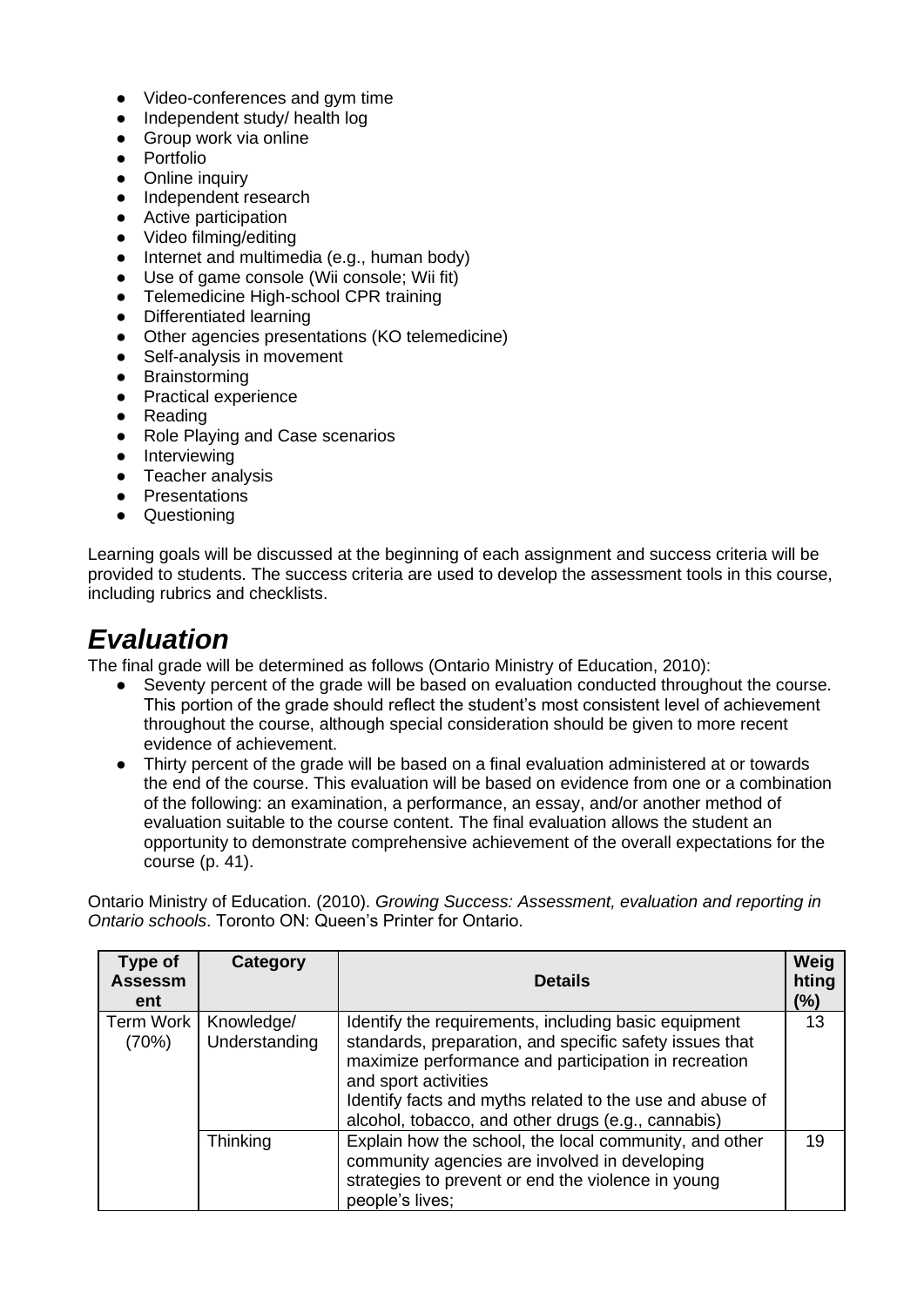- Video-conferences and gym time
- Independent study/ health log
- Group work via online
- Portfolio
- Online inquiry
- Independent research
- Active participation
- Video filming/editing
- Internet and multimedia (e.g., human body)
- Use of game console (Wii console; Wii fit)
- Telemedicine High-school CPR training
- Differentiated learning
- Other agencies presentations (KO telemedicine)
- Self-analysis in movement
- Brainstorming
- Practical experience
- Reading
- Role Playing and Case scenarios
- Interviewing
- Teacher analysis
- Presentations
- Questioning

Learning goals will be discussed at the beginning of each assignment and success criteria will be provided to students. The success criteria are used to develop the assessment tools in this course, including rubrics and checklists.

# *Evaluation*

The final grade will be determined as follows (Ontario Ministry of Education, 2010):

- Seventy percent of the grade will be based on evaluation conducted throughout the course. This portion of the grade should reflect the student's most consistent level of achievement throughout the course, although special consideration should be given to more recent evidence of achievement.
- Thirty percent of the grade will be based on a final evaluation administered at or towards the end of the course. This evaluation will be based on evidence from one or a combination of the following: an examination, a performance, an essay, and/or another method of evaluation suitable to the course content. The final evaluation allows the student an opportunity to demonstrate comprehensive achievement of the overall expectations for the course (p. 41).

Ontario Ministry of Education. (2010). *Growing Success: Assessment, evaluation and reporting in Ontario schools*. Toronto ON: Queen's Printer for Ontario.

| Type of Assessment | Category | Details | Weighting (%) |
|---|---|---|---|
| Term Work (70%) | Knowledge/ Understanding | Identify the requirements, including basic equipment standards, preparation, and specific safety issues that maximize performance and participation in recreation and sport activities<br>Identify facts and myths related to the use and abuse of alcohol, tobacco, and other drugs (e.g., cannabis) | 13 |
| | Thinking | Explain how the school, the local community, and other community agencies are involved in developing strategies to prevent or end the violence in young people's lives; | 19 |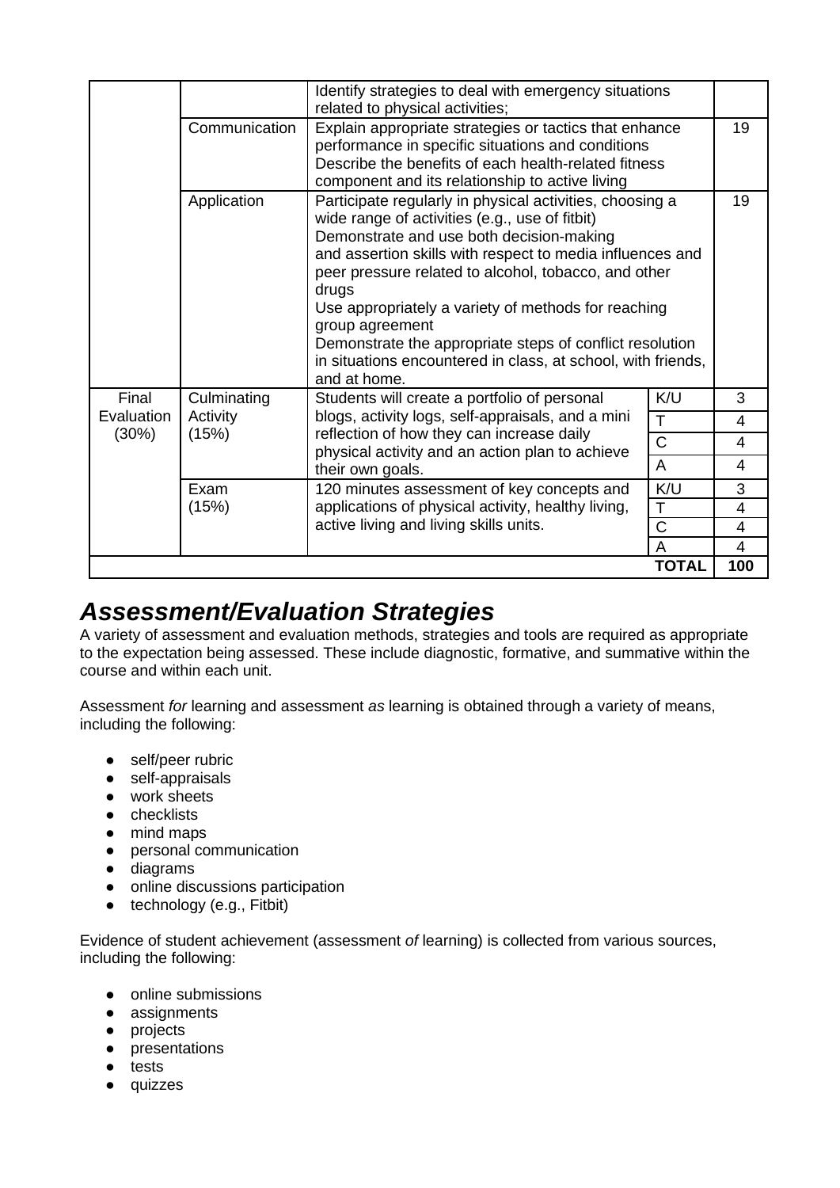| | | | | |
|---|---|---|---|---|
| | | Identify strategies to deal with emergency situations related to physical activities; | | |
| | Communication | Explain appropriate strategies or tactics that enhance performance in specific situations and conditions<br>Describe the benefits of each health-related fitness component and its relationship to active living | | 19 |
| | Application | Participate regularly in physical activities, choosing a wide range of activities (e.g., use of fitbit)<br>Demonstrate and use both decision-making and assertion skills with respect to media influences and peer pressure related to alcohol, tobacco, and other drugs<br>Use appropriately a variety of methods for reaching group agreement<br>Demonstrate the appropriate steps of conflict resolution in situations encountered in class, at school, with friends, and at home. | | 19 |
| Final Evaluation (30%) | Culminating Activity (15%) | Students will create a portfolio of personal blogs, activity logs, self-appraisals, and a mini reflection of how they can increase daily physical activity and an action plan to achieve their own goals. | K/U | 3 |
| | | | T | 4 |
| | | | C | 4 |
| | | | A | 4 |
| | Exam (15%) | 120 minutes assessment of key concepts and applications of physical activity, healthy living, active living and living skills units. | K/U | 3 |
| | | | T | 4 |
| | | | C | 4 |
| | | | A | 4 |
| | | | **TOTAL** | **100** |

## *Assessment/Evaluation Strategies*

A variety of assessment and evaluation methods, strategies and tools are required as appropriate to the expectation being assessed. These include diagnostic, formative, and summative within the course and within each unit.

Assessment *for* learning and assessment *as* learning is obtained through a variety of means, including the following:

- self/peer rubric
- self-appraisals
- work sheets
- checklists
- mind maps
- personal communication
- diagrams
- online discussions participation
- technology (e.g., Fitbit)

Evidence of student achievement (assessment *of* learning) is collected from various sources, including the following:

- online submissions
- assignments
- projects
- presentations
- tests
- quizzes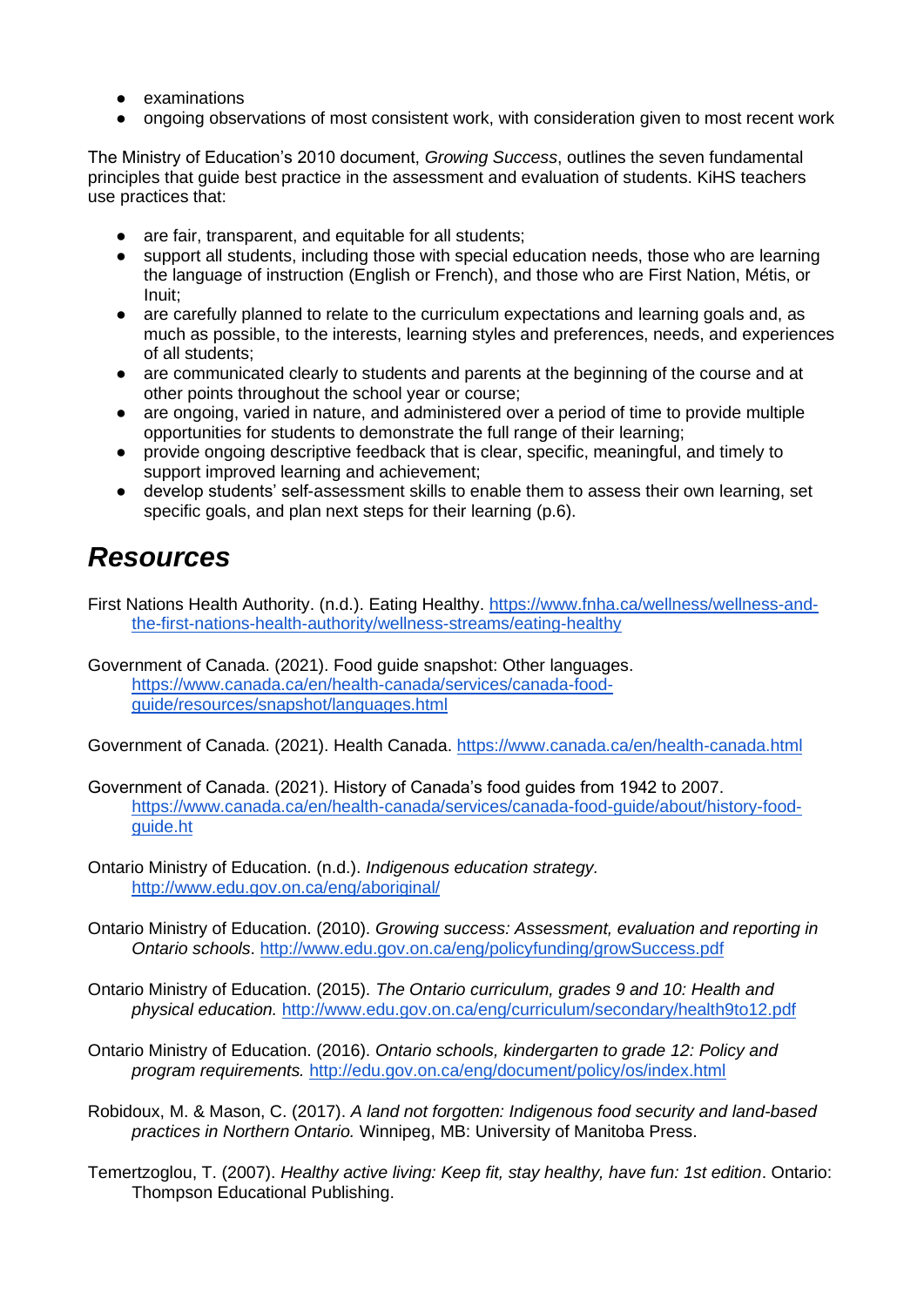- examinations
- ongoing observations of most consistent work, with consideration given to most recent work

The Ministry of Education's 2010 document, *Growing Success*, outlines the seven fundamental principles that guide best practice in the assessment and evaluation of students. KiHS teachers use practices that:

- are fair, transparent, and equitable for all students;
- support all students, including those with special education needs, those who are learning the language of instruction (English or French), and those who are First Nation, Métis, or Inuit;
- are carefully planned to relate to the curriculum expectations and learning goals and, as much as possible, to the interests, learning styles and preferences, needs, and experiences of all students;
- are communicated clearly to students and parents at the beginning of the course and at other points throughout the school year or course;
- are ongoing, varied in nature, and administered over a period of time to provide multiple opportunities for students to demonstrate the full range of their learning;
- provide ongoing descriptive feedback that is clear, specific, meaningful, and timely to support improved learning and achievement;
- develop students' self-assessment skills to enable them to assess their own learning, set specific goals, and plan next steps for their learning (p.6).

# *Resources*

First Nations Health Authority. (n.d.). Eating Healthy. https://www.fnha.ca/wellness/wellness-and-the-first-nations-health-authority/wellness-streams/eating-healthy

Government of Canada. (2021). Food guide snapshot: Other languages. https://www.canada.ca/en/health-canada/services/canada-food-guide/resources/snapshot/languages.html

Government of Canada. (2021). Health Canada. https://www.canada.ca/en/health-canada.html

Government of Canada. (2021). History of Canada's food guides from 1942 to 2007. https://www.canada.ca/en/health-canada/services/canada-food-guide/about/history-food-guide.ht

Ontario Ministry of Education. (n.d.). *Indigenous education strategy.* http://www.edu.gov.on.ca/eng/aboriginal/

Ontario Ministry of Education. (2010). *Growing success: Assessment, evaluation and reporting in Ontario schools*. http://www.edu.gov.on.ca/eng/policyfunding/growSuccess.pdf

Ontario Ministry of Education. (2015). *The Ontario curriculum, grades 9 and 10: Health and physical education.* http://www.edu.gov.on.ca/eng/curriculum/secondary/health9to12.pdf

Ontario Ministry of Education. (2016). *Ontario schools, kindergarten to grade 12: Policy and program requirements.* http://edu.gov.on.ca/eng/document/policy/os/index.html

Robidoux, M. & Mason, C. (2017). *A land not forgotten: Indigenous food security and land-based practices in Northern Ontario.* Winnipeg, MB: University of Manitoba Press.

Temertzoglou, T. (2007). *Healthy active living: Keep fit, stay healthy, have fun: 1st edition*. Ontario: Thompson Educational Publishing.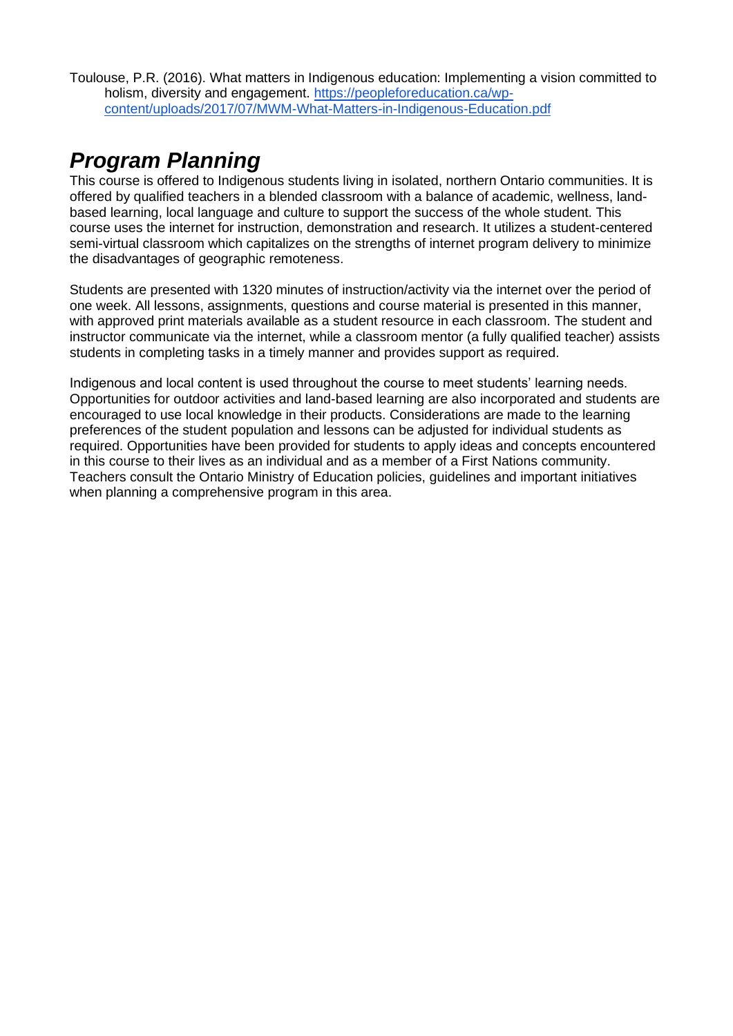Toulouse, P.R. (2016). What matters in Indigenous education: Implementing a vision committed to holism, diversity and engagement. [https://peopleforeducation.ca/wp-content/uploads/2017/07/MWM-What-Matters-in-Indigenous-Education.pdf](https://peopleforeducation.ca/wp-content/uploads/2017/07/MWM-What-Matters-in-Indigenous-Education.pdf)

## ***Program Planning***

This course is offered to Indigenous students living in isolated, northern Ontario communities. It is offered by qualified teachers in a blended classroom with a balance of academic, wellness, land-based learning, local language and culture to support the success of the whole student. This course uses the internet for instruction, demonstration and research. It utilizes a student-centered semi-virtual classroom which capitalizes on the strengths of internet program delivery to minimize the disadvantages of geographic remoteness.

Students are presented with 1320 minutes of instruction/activity via the internet over the period of one week. All lessons, assignments, questions and course material is presented in this manner, with approved print materials available as a student resource in each classroom. The student and instructor communicate via the internet, while a classroom mentor (a fully qualified teacher) assists students in completing tasks in a timely manner and provides support as required.

Indigenous and local content is used throughout the course to meet students' learning needs. Opportunities for outdoor activities and land-based learning are also incorporated and students are encouraged to use local knowledge in their products. Considerations are made to the learning preferences of the student population and lessons can be adjusted for individual students as required. Opportunities have been provided for students to apply ideas and concepts encountered in this course to their lives as an individual and as a member of a First Nations community. Teachers consult the Ontario Ministry of Education policies, guidelines and important initiatives when planning a comprehensive program in this area.